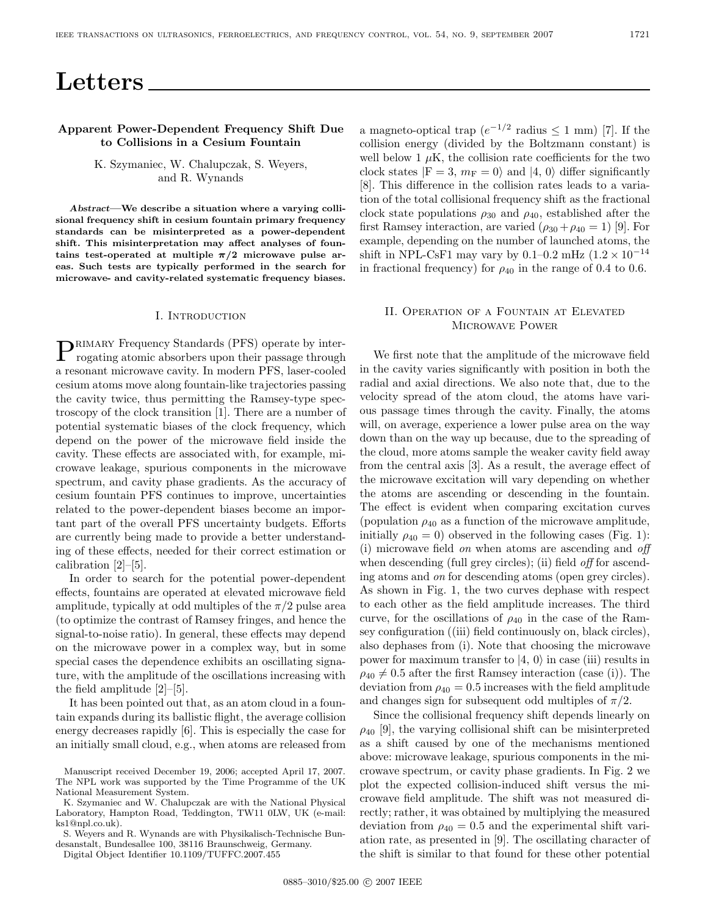# Letters

## Apparent Power-Dependent Frequency Shift Due to Collisions in a Cesium Fountain

K. Szymaniec, W. Chalupczak, S. Weyers, and R. Wynands

***Abstract*—We describe a situation where a varying collisional frequency shift in cesium fountain primary frequency standards can be misinterpreted as a power-dependent shift. This misinterpretation may affect analyses of fountains test-operated at multiple $\pi/2$ microwave pulse areas. Such tests are typically performed in the search for microwave- and cavity-related systematic frequency biases.**

### I. Introduction

Primary Frequency Standards (PFS) operate by interrogating atomic absorbers upon their passage through a resonant microwave cavity. In modern PFS, laser-cooled cesium atoms move along fountain-like trajectories passing the cavity twice, thus permitting the Ramsey-type spectroscopy of the clock transition [1]. There are a number of potential systematic biases of the clock frequency, which depend on the power of the microwave field inside the cavity. These effects are associated with, for example, microwave leakage, spurious components in the microwave spectrum, and cavity phase gradients. As the accuracy of cesium fountain PFS continues to improve, uncertainties related to the power-dependent biases become an important part of the overall PFS uncertainty budgets. Efforts are currently being made to provide a better understanding of these effects, needed for their correct estimation or calibration [2]–[5].

In order to search for the potential power-dependent effects, fountains are operated at elevated microwave field amplitude, typically at odd multiples of the $\pi/2$ pulse area (to optimize the contrast of Ramsey fringes, and hence the signal-to-noise ratio). In general, these effects may depend on the microwave power in a complex way, but in some special cases the dependence exhibits an oscillating signature, with the amplitude of the oscillations increasing with the field amplitude [2]–[5].

It has been pointed out that, as an atom cloud in a fountain expands during its ballistic flight, the average collision energy decreases rapidly [6]. This is especially the case for an initially small cloud, e.g., when atoms are released from a magneto-optical trap ($e^{-1/2}$ radius $\leq 1$ mm) [7]. If the collision energy (divided by the Boltzmann constant) is well below 1 $\mu$K, the collision rate coefficients for the two clock states $|\mathrm{F} = 3, m_{\mathrm{F}} = 0\rangle$ and $|4, 0\rangle$ differ significantly [8]. This difference in the collision rates leads to a variation of the total collisional frequency shift as the fractional clock state populations $\rho_{30}$ and $\rho_{40}$, established after the first Ramsey interaction, are varied ($\rho_{30} + \rho_{40} = 1$) [9]. For example, depending on the number of launched atoms, the shift in NPL-CsF1 may vary by 0.1–0.2 mHz ($1.2 \times 10^{-14}$ in fractional frequency) for $\rho_{40}$ in the range of 0.4 to 0.6.

### II. Operation of a Fountain at Elevated Microwave Power

We first note that the amplitude of the microwave field in the cavity varies significantly with position in both the radial and axial directions. We also note that, due to the velocity spread of the atom cloud, the atoms have various passage times through the cavity. Finally, the atoms will, on average, experience a lower pulse area on the way down than on the way up because, due to the spreading of the cloud, more atoms sample the weaker cavity field away from the central axis [3]. As a result, the average effect of the microwave excitation will vary depending on whether the atoms are ascending or descending in the fountain. The effect is evident when comparing excitation curves (population $\rho_{40}$ as a function of the microwave amplitude, initially $\rho_{40} = 0$) observed in the following cases (Fig. 1): (i) microwave field *on* when atoms are ascending and *off* when descending (full grey circles); (ii) field *off* for ascending atoms and *on* for descending atoms (open grey circles). As shown in Fig. 1, the two curves dephase with respect to each other as the field amplitude increases. The third curve, for the oscillations of $\rho_{40}$ in the case of the Ramsey configuration ((iii) field continuously on, black circles), also dephases from (i). Note that choosing the microwave power for maximum transfer to $|4, 0\rangle$ in case (iii) results in $\rho_{40} \neq 0.5$ after the first Ramsey interaction (case (i)). The deviation from $\rho_{40} = 0.5$ increases with the field amplitude and changes sign for subsequent odd multiples of $\pi/2$.

Since the collisional frequency shift depends linearly on $\rho_{40}$ [9], the varying collisional shift can be misinterpreted as a shift caused by one of the mechanisms mentioned above: microwave leakage, spurious components in the microwave spectrum, or cavity phase gradients. In Fig. 2 we plot the expected collision-induced shift versus the microwave field amplitude. The shift was not measured directly; rather, it was obtained by multiplying the measured deviation from $\rho_{40} = 0.5$ and the experimental shift variation rate, as presented in [9]. The oscillating character of the shift is similar to that found for these other potential

Manuscript received December 19, 2006; accepted April 17, 2007. The NPL work was supported by the Time Programme of the UK National Measurement System.

K. Szymaniec and W. Chalupczak are with the National Physical Laboratory, Hampton Road, Teddington, TW11 0LW, UK (e-mail: ks1@npl.co.uk).

S. Weyers and R. Wynands are with Physikalisch-Technische Bundesallee 100, 38116 Braunschweig, Germany.

Digital Object Identifier 10.1109/TUFFC.2007.455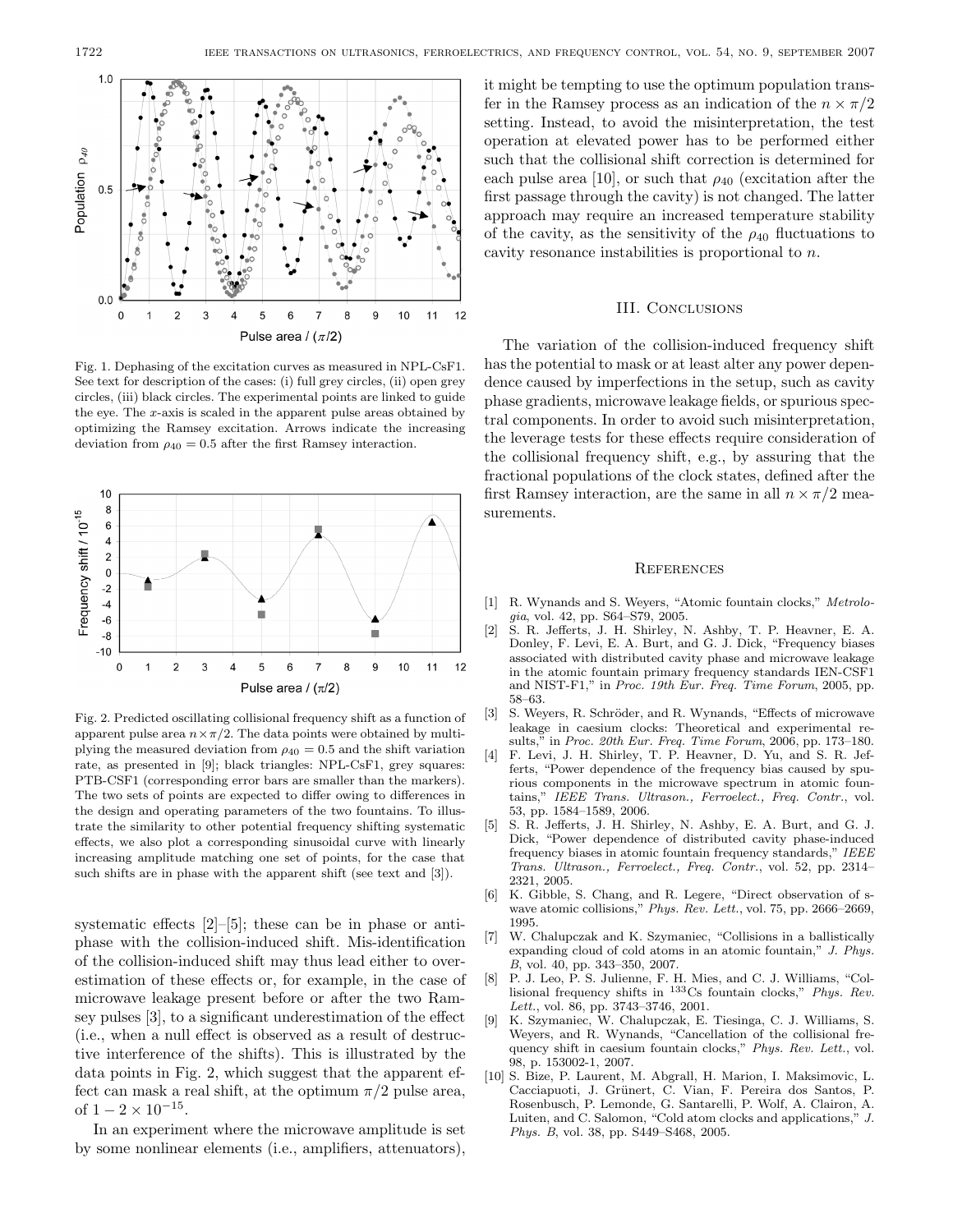1.0

0.5

0.0

Population $\rho_{40}$

0 1 2 3 4 5 6 7 8 9 10 11 12

Pulse area / ($\pi$/2)

Fig. 1. Dephasing of the excitation curves as measured in NPL-CsF1. See text for description of the cases: (i) full grey circles, (ii) open grey circles, (iii) black circles. The experimental points are linked to guide the eye. The $x$-axis is scaled in the apparent pulse areas obtained by optimizing the Ramsey excitation. Arrows indicate the increasing deviation from $\rho_{40} = 0.5$ after the first Ramsey interaction.

10
8
6
4
2
0
-2
-4
-6
-8
-10

Frequency shift / $10^{-15}$

0 1 2 3 4 5 6 7 8 9 10 11 12

Pulse area / ($\pi$/2)

Fig. 2. Predicted oscillating collisional frequency shift as a function of apparent pulse area $n \times \pi/2$. The data points were obtained by multiplying the measured deviation from $\rho_{40} = 0.5$ and the shift variation rate, as presented in [9]; black triangles: NPL-CsF1, grey squares: PTB-CSF1 (corresponding error bars are smaller than the markers). The two sets of points are expected to differ owing to differences in the design and operating parameters of the two fountains. To illustrate the similarity to other potential frequency shifting systematic effects, we also plot a corresponding sinusoidal curve with linearly increasing amplitude matching one set of points, for the case that such shifts are in phase with the apparent shift (see text and [3]).

systematic effects [2]–[5]; these can be in phase or antiphase with the collision-induced shift. Mis-identification of the collision-induced shift may thus lead either to overestimation of these effects or, for example, in the case of microwave leakage present before or after the two Ramsey pulses [3], to a significant underestimation of the effect (i.e., when a null effect is observed as a result of destructive interference of the shifts). This is illustrated by the data points in Fig. 2, which suggest that the apparent effect can mask a real shift, at the optimum $\pi/2$ pulse area, of $1 - 2 \times 10^{-15}$.

In an experiment where the microwave amplitude is set by some nonlinear elements (i.e., amplifiers, attenuators), it might be tempting to use the optimum population transfer in the Ramsey process as an indication of the $n \times \pi/2$ setting. Instead, to avoid the misinterpretation, the test operation at elevated power has to be performed either such that the collisional shift correction is determined for each pulse area [10], or such that $\rho_{40}$ (excitation after the first passage through the cavity) is not changed. The latter approach may require an increased temperature stability of the cavity, as the sensitivity of the $\rho_{40}$ fluctuations to cavity resonance instabilities is proportional to $n$.

## III. Conclusions

The variation of the collision-induced frequency shift has the potential to mask or at least alter any power dependence caused by imperfections in the setup, such as cavity phase gradients, microwave leakage fields, or spurious spectral components. In order to avoid such misinterpretation, the leverage tests for these effects require consideration of the collisional frequency shift, e.g., by assuring that the fractional populations of the clock states, defined after the first Ramsey interaction, are the same in all $n \times \pi/2$ measurements.

## References

[1] R. Wynands and S. Weyers, "Atomic fountain clocks," *Metrologia*, vol. 42, pp. S64–S79, 2005.

[2] S. R. Jefferts, J. H. Shirley, N. Ashby, T. P. Heavner, E. A. Donley, F. Levi, E. A. Burt, and G. J. Dick, "Frequency biases associated with distributed cavity phase and microwave leakage in the atomic fountain primary frequency standards IEN-CSF1 and NIST-F1," in *Proc. 19th Eur. Freq. Time Forum*, 2005, pp. 58–63.

[3] S. Weyers, R. Schröder, and R. Wynands, "Effects of microwave leakage in caesium clocks: Theoretical and experimental results," in *Proc. 20th Eur. Freq. Time Forum*, 2006, pp. 173–180.

[4] F. Levi, J. H. Shirley, T. P. Heavner, D. Yu, and S. R. Jefferts, "Power dependence of the frequency bias caused by spurious components in the microwave spectrum in atomic fountains," *IEEE Trans. Ultrason., Ferroelect., Freq. Contr.*, vol. 53, pp. 1584–1589, 2006.

[5] S. R. Jefferts, J. H. Shirley, N. Ashby, E. A. Burt, and G. J. Dick, "Power dependence of distributed cavity phase-induced frequency biases in atomic fountain frequency standards," *IEEE Trans. Ultrason., Ferroelect., Freq. Contr.*, vol. 52, pp. 2314–2321, 2005.

[6] K. Gibble, S. Chang, and R. Legere, "Direct observation of s-wave atomic collisions," *Phys. Rev. Lett.*, vol. 75, pp. 2666–2669, 1995.

[7] W. Chalupczak and K. Szymaniec, "Collisions in a ballistically expanding cloud of cold atoms in an atomic fountain," *J. Phys. B*, vol. 40, pp. 343–350, 2007.

[8] P. J. Leo, P. S. Julienne, F. H. Mies, and C. J. Williams, "Collisional frequency shifts in $^{133}$Cs fountain clocks," *Phys. Rev. Lett.*, vol. 86, pp. 3743–3746, 2001.

[9] K. Szymaniec, W. Chalupczak, E. Tiesinga, C. J. Williams, S. Weyers, and R. Wynands, "Cancellation of the collisional frequency shift in caesium fountain clocks," *Phys. Rev. Lett.*, vol. 98, p. 153002-1, 2007.

[10] S. Bize, P. Laurent, M. Abgrall, H. Marion, I. Maksimovic, L. Cacciapuoti, J. Grünert, C. Vian, F. Pereira dos Santos, P. Rosenbusch, P. Lemonde, G. Santarelli, P. Wolf, A. Clairon, A. Luiten, and C. Salomon, "Cold atom clocks and applications," *J. Phys. B*, vol. 38, pp. S449–S468, 2005.